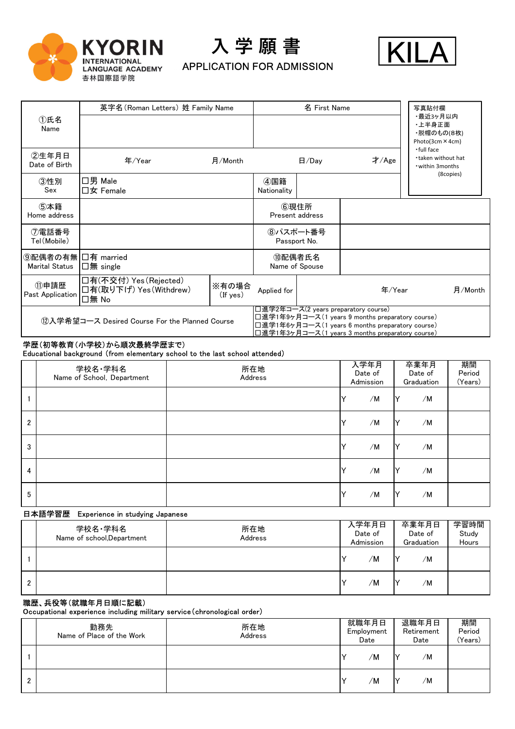KYORIN INTERNATIONAL LANGUAGE ACADEMY
杏林国際語学院

# 入学願書
## APPLICATION FOR ADMISSION

KILA

| ①氏名 Name | 英字名(Roman Letters) 姓 Family Name | | 名 First Name | | 写真貼付欄 ・最近3ヶ月以内 ・上半身正面 ・脱帽のもの(8枚) Photo(3cm×4cm) ・full face ・taken without hat ・within 3months (8copies) |
|---|---|---|---|---|---|
| | | | | | |
| ②生年月日 Date of Birth | 年/Year | 月/Month | 日/Day | 才/Age | |
| ③性別 Sex | □男 Male □女 Female | | ④国籍 Nationality | | |
| ⑤本籍 Home address | | | ⑥現住所 Present address | | |
| ⑦電話番号 Tel(Mobile) | | | ⑧パスポート番号 Passport No. | | |
| ⑨配偶者の有無 Marital Status | □有 married □無 single | | ⑩配偶者氏名 Name of Spouse | | |
| ⑪申請歴 Past Application | □有(不交付) Yes(Rejected) □有(取り下げ) Yes(Withdrew) □無 No | ※有の場合 (If yes) | Applied for | 年/Year | 月/Month |
| ⑫入学希望コース Desired Course For the Planned Course | | | □進学2年コース(2 years preparatory course) □進学1年9ヶ月コース(1 years 9 months preparatory course) □進学1年6ヶ月コース(1 years 6 months preparatory course) □進学1年3ヶ月コース(1 years 3 months preparatory course) | | |

**学歴(初等教育(小学校)から順次最終学歴まで)**
Educational background (from elementary school to the last school attended)

| | 学校名・学科名 Name of School, Department | 所在地 Address | 入学年月 Date of Admission | 卒業年月 Date of Graduation | 期間 Period (Years) |
|---|---|---|---|---|---|
| 1 | | | Y /M | Y /M | |
| 2 | | | Y /M | Y /M | |
| 3 | | | Y /M | Y /M | |
| 4 | | | Y /M | Y /M | |
| 5 | | | Y /M | Y /M | |

**日本語学習歴　Experience in studying Japanese**

| | 学校名・学科名 Name of school,Department | 所在地 Address | 入学年月日 Date of Admission | 卒業年月日 Date of Graduation | 学習時間 Study Hours |
|---|---|---|---|---|---|
| 1 | | | Y /M | Y /M | |
| 2 | | | Y /M | Y /M | |

**職歴、兵役等(就職年月日順に記載)**
Occupational experience including military service(chronological order)

| | 勤務先 Name of Place of the Work | 所在地 Address | 就職年月日 Employment Date | 退職年月日 Retirement Date | 期間 Period (Years) |
|---|---|---|---|---|---|
| 1 | | | Y /M | Y /M | |
| 2 | | | Y /M | Y /M | |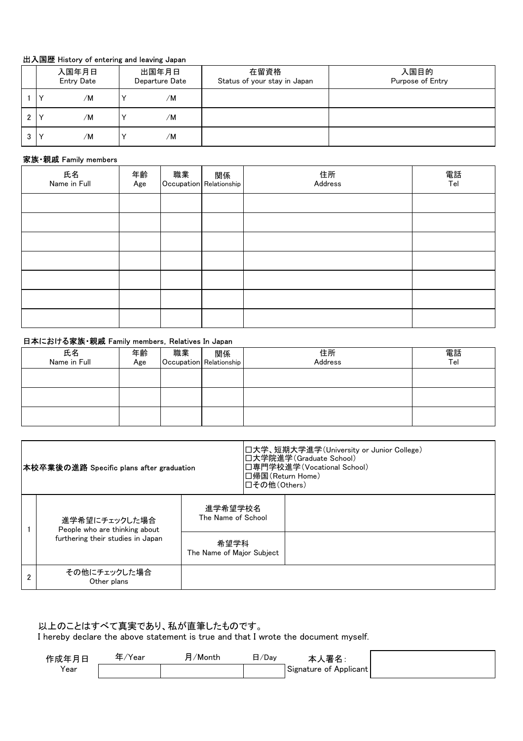**出入国歴** History of entering and leaving Japan

| | 入国年月日<br>Entry Date | 出国年月日<br>Departure Date | 在留資格<br>Status of your stay in Japan | 入国目的<br>Purpose of Entry |
|---|---|---|---|---|
| 1 | Y　　　/M | Y　　　/M | | |
| 2 | Y　　　/M | Y　　　/M | | |
| 3 | Y　　　/M | Y　　　/M | | |

**家族・親戚** Family members

| 氏名<br>Name in Full | 年齢<br>Age | 職業<br>Occupation | 関係<br>Relationship | 住所<br>Address | 電話<br>Tel |
|---|---|---|---|---|---|
| | | | | | |
| | | | | | |
| | | | | | |
| | | | | | |
| | | | | | |
| | | | | | |
| | | | | | |

**日本における家族・親戚** Family members, Relatives In Japan

| 氏名<br>Name in Full | 年齢<br>Age | 職業<br>Occupation | 関係<br>Relationship | 住所<br>Address | 電話<br>Tel |
|---|---|---|---|---|---|
| | | | | | |
| | | | | | |
| | | | | | |

| **本校卒業後の進路** Specific plans after graduation | | □大学、短期大学進学(University or Junior College)<br>□大学院進学(Graduate School)<br>□専門学校進学(Vocational School)<br>□帰国(Return Home)<br>□その他(Others) |
|---|---|---|
| 1　進学希望にチェックした場合<br>People who are thinking about furthering their studies in Japan | 進学希望学校名<br>The Name of School | |
| | 希望学科<br>The Name of Major Subject | |
| 2　その他にチェックした場合<br>Other plans | | |

以上のことはすべて真実であり、私が直筆したものです。
I hereby declare the above statement is true and that I wrote the document myself.

| 作成年月日<br>Year | 年/Year | 月/Month | 日/Day | 本人署名:<br>Signature of Applicant | |
|---|---|---|---|---|---|
| | | | | | |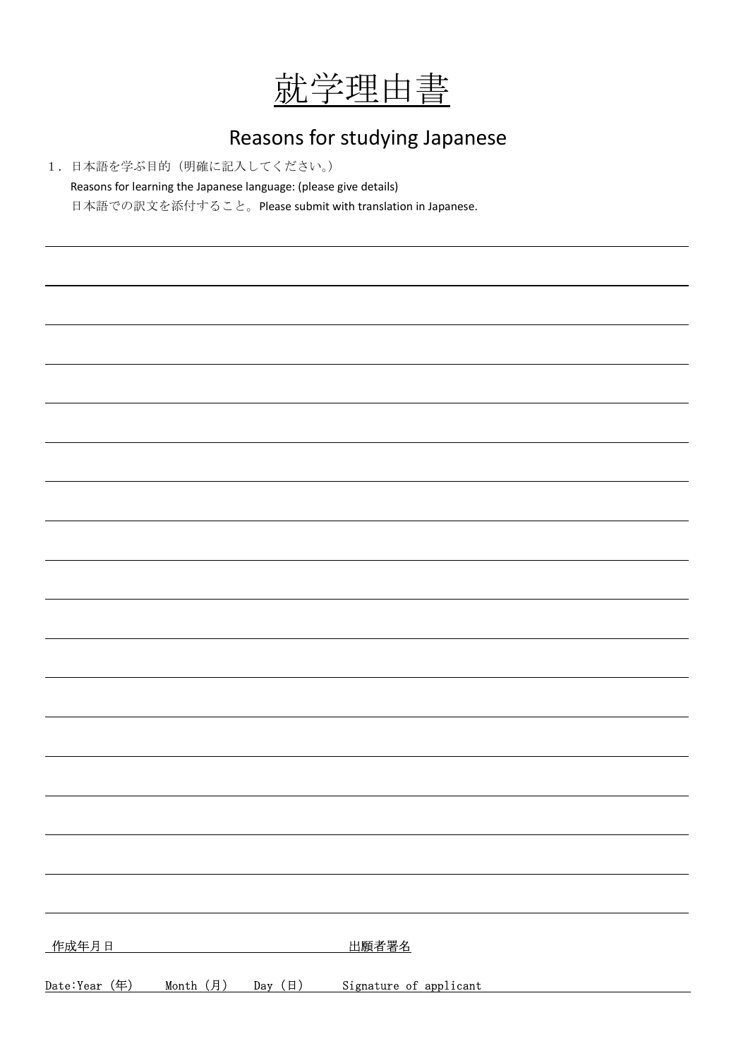# 就学理由書

## Reasons for studying Japanese

１．日本語を学ぶ目的（明確に記入してください。）

Reasons for learning the Japanese language: (please give details)

日本語での訳文を添付すること。Please submit with translation in Japanese.

作成年月日　　　　　　　　　　　　出願者署名

Date:Year (年)　Month (月)　Day (日)　Signature of applicant